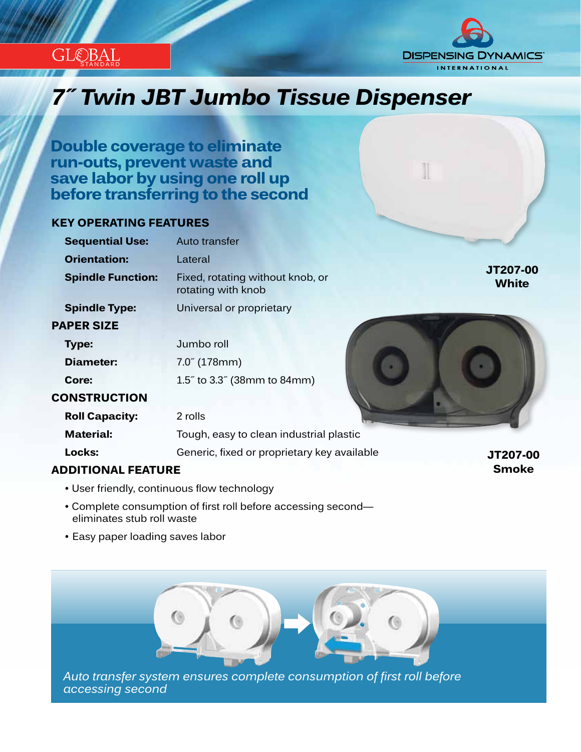GLOBAL STANDARD

DISPENSING DYNAMICS INTERNATIONAL

# 7˝ Twin JBT Jumbo Tissue Dispenser

## Double coverage to eliminate run-outs, prevent waste and save labor by using one roll up before transferring to the second

### KEY OPERATING FEATURES

| | |
|---|---|
| **Sequential Use:** | Auto transfer |
| **Orientation:** | Lateral |
| **Spindle Function:** | Fixed, rotating without knob, or rotating with knob |
| **Spindle Type:** | Universal or proprietary |

### PAPER SIZE

| | |
|---|---|
| **Type:** | Jumbo roll |
| **Diameter:** | 7.0˝ (178mm) |
| **Core:** | 1.5˝ to 3.3˝ (38mm to 84mm) |

### CONSTRUCTION

| | |
|---|---|
| **Roll Capacity:** | 2 rolls |
| **Material:** | Tough, easy to clean industrial plastic |
| **Locks:** | Generic, fixed or proprietary key available |

### ADDITIONAL FEATURE

- User friendly, continuous flow technology
- Complete consumption of first roll before accessing second—eliminates stub roll waste
- Easy paper loading saves labor

**JT207-00 White**

**JT207-00 Smoke**

*Auto transfer system ensures complete consumption of first roll before accessing second*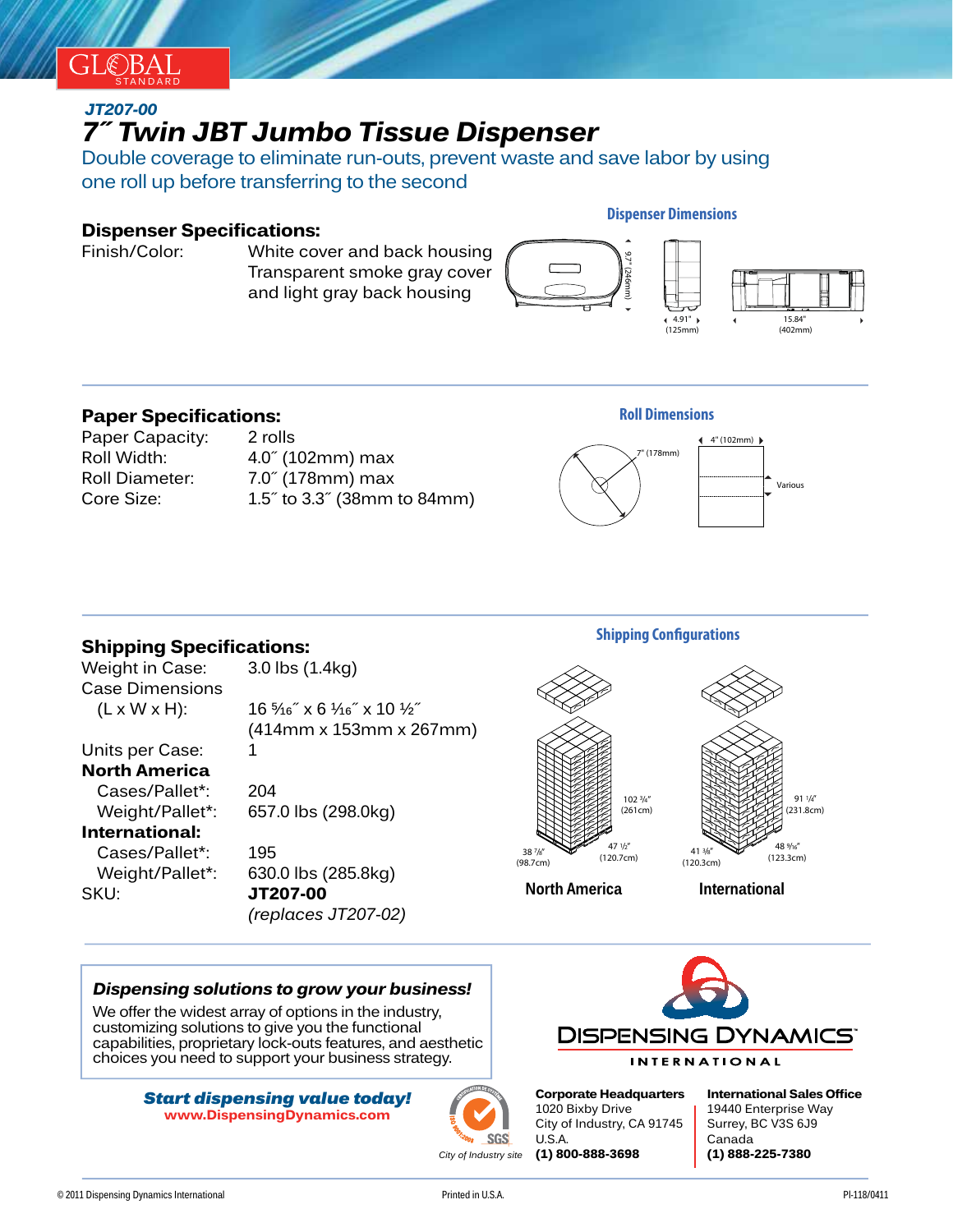GLOBAL STANDARD

*JT207-00*

# *7˝ Twin JBT Jumbo Tissue Dispenser*

Double coverage to eliminate run-outs, prevent waste and save labor by using one roll up before transferring to the second

## Dispenser Specifications:

| | |
|---|---|
| Finish/Color: | White cover and back housing<br>Transparent smoke gray cover and light gray back housing |

**Dispenser Dimensions**

9.7" (246mm)
4.91" (125mm)
15.84" (402mm)

## Paper Specifications:

| | |
|---|---|
| Paper Capacity: | 2 rolls |
| Roll Width: | 4.0˝ (102mm) max |
| Roll Diameter: | 7.0˝ (178mm) max |
| Core Size: | 1.5˝ to 3.3˝ (38mm to 84mm) |

**Roll Dimensions**

7" (178mm)
4" (102mm)
Various

## Shipping Specifications:

| | |
|---|---|
| Weight in Case: | 3.0 lbs (1.4kg) |
| Case Dimensions (L x W x H): | 16 5⁄16˝ x 6 1⁄16˝ x 10 ½˝ (414mm x 153mm x 267mm) |
| Units per Case: | 1 |
| **North America** | |
| Cases/Pallet*: | 204 |
| Weight/Pallet*: | 657.0 lbs (298.0kg) |
| **International:** | |
| Cases/Pallet*: | 195 |
| Weight/Pallet*: | 630.0 lbs (285.8kg) |
| SKU: | **JT207-00**<br>*(replaces JT207-02)* |

**Shipping Configurations**

102 ¾" (261cm)
38 7⁄8" (98.7cm)
47 ½" (120.7cm)
North America

91 ¼" (231.8cm)
41 3⁄8" (120.3cm)
48 9⁄16" (123.3cm)
International

***Dispensing solutions to grow your business!***

We offer the widest array of options in the industry, customizing solutions to give you the functional capabilities, proprietary lock-outs features, and aesthetic choices you need to support your business strategy.

***Start dispensing value today!***
**www.DispensingDynamics.com**

*City of Industry site*

DISPENSING DYNAMICS INTERNATIONAL

**Corporate Headquarters**
1020 Bixby Drive
City of Industry, CA 91745
U.S.A.
**(1) 800-888-3698**

**International Sales Office**
19440 Enterprise Way
Surrey, BC V3S 6J9
Canada
**(1) 888-225-7380**

© 2011 Dispensing Dynamics International
Printed in U.S.A.
PI-118/0411